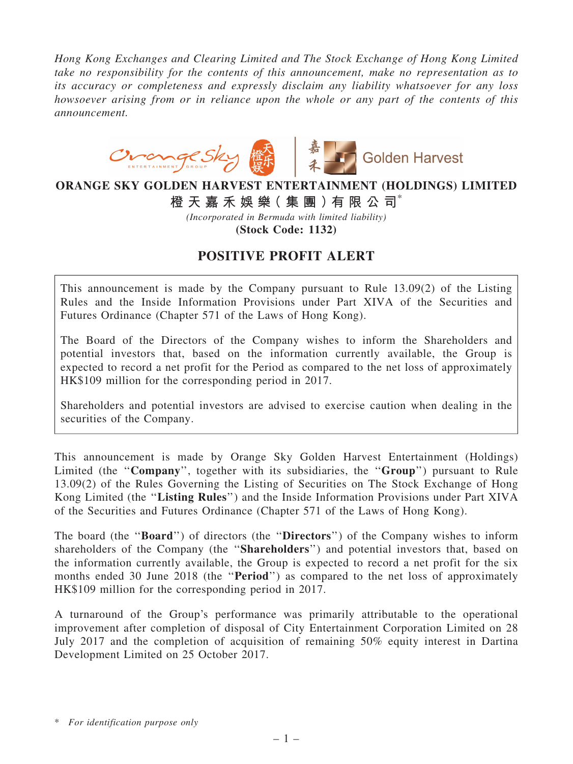*Hong Kong Exchanges and Clearing Limited and The Stock Exchange of Hong Kong Limited take no responsibility for the contents of this announcement, make no representation as to its accuracy or completeness and expressly disclaim any liability whatsoever for any loss howsoever arising from or in reliance upon the whole or any part of the contents of this announcement.*

**ORANGE SKY GOLDEN HARVEST ENTERTAINMENT (HOLDINGS) LIMITED**

**橙天嘉禾娛樂（集團）有限公司***

*(Incorporated in Bermuda with limited liability)*

**(Stock Code: 1132)**

# POSITIVE PROFIT ALERT

This announcement is made by the Company pursuant to Rule 13.09(2) of the Listing Rules and the Inside Information Provisions under Part XIVA of the Securities and Futures Ordinance (Chapter 571 of the Laws of Hong Kong).

The Board of the Directors of the Company wishes to inform the Shareholders and potential investors that, based on the information currently available, the Group is expected to record a net profit for the Period as compared to the net loss of approximately HK$109 million for the corresponding period in 2017.

Shareholders and potential investors are advised to exercise caution when dealing in the securities of the Company.

This announcement is made by Orange Sky Golden Harvest Entertainment (Holdings) Limited (the "**Company**", together with its subsidiaries, the "**Group**") pursuant to Rule 13.09(2) of the Rules Governing the Listing of Securities on The Stock Exchange of Hong Kong Limited (the "**Listing Rules**") and the Inside Information Provisions under Part XIVA of the Securities and Futures Ordinance (Chapter 571 of the Laws of Hong Kong).

The board (the "**Board**") of directors (the "**Directors**") of the Company wishes to inform shareholders of the Company (the "**Shareholders**") and potential investors that, based on the information currently available, the Group is expected to record a net profit for the six months ended 30 June 2018 (the "**Period**") as compared to the net loss of approximately HK$109 million for the corresponding period in 2017.

A turnaround of the Group's performance was primarily attributable to the operational improvement after completion of disposal of City Entertainment Corporation Limited on 28 July 2017 and the completion of acquisition of remaining 50% equity interest in Dartina Development Limited on 25 October 2017.

\* *For identification purpose only*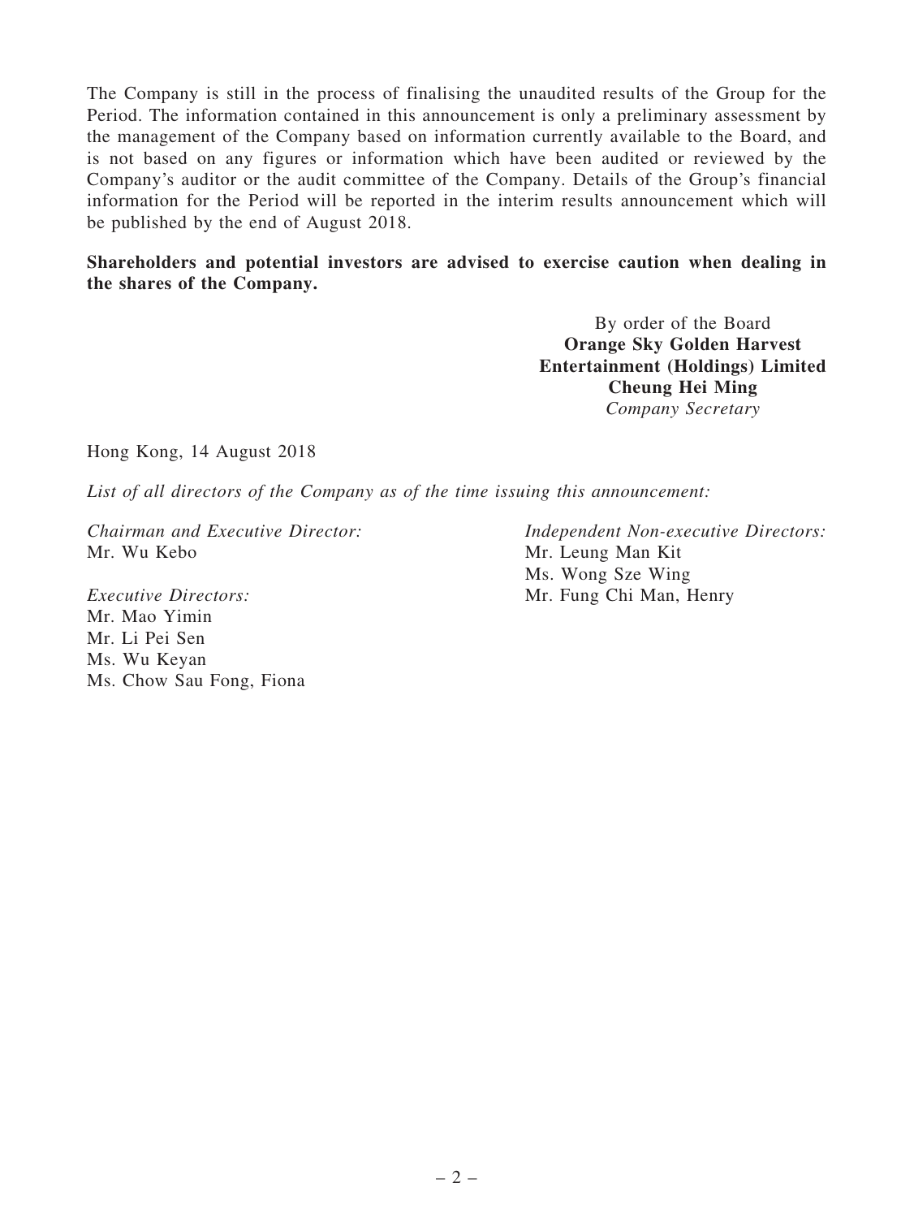The Company is still in the process of finalising the unaudited results of the Group for the Period. The information contained in this announcement is only a preliminary assessment by the management of the Company based on information currently available to the Board, and is not based on any figures or information which have been audited or reviewed by the Company's auditor or the audit committee of the Company. Details of the Group's financial information for the Period will be reported in the interim results announcement which will be published by the end of August 2018.

**Shareholders and potential investors are advised to exercise caution when dealing in the shares of the Company.**

By order of the Board
**Orange Sky Golden Harvest Entertainment (Holdings) Limited**
**Cheung Hei Ming**
*Company Secretary*

Hong Kong, 14 August 2018

*List of all directors of the Company as of the time issuing this announcement:*

*Chairman and Executive Director:*
Mr. Wu Kebo

*Executive Directors:*
Mr. Mao Yimin
Mr. Li Pei Sen
Ms. Wu Keyan
Ms. Chow Sau Fong, Fiona

*Independent Non-executive Directors:*
Mr. Leung Man Kit
Ms. Wong Sze Wing
Mr. Fung Chi Man, Henry